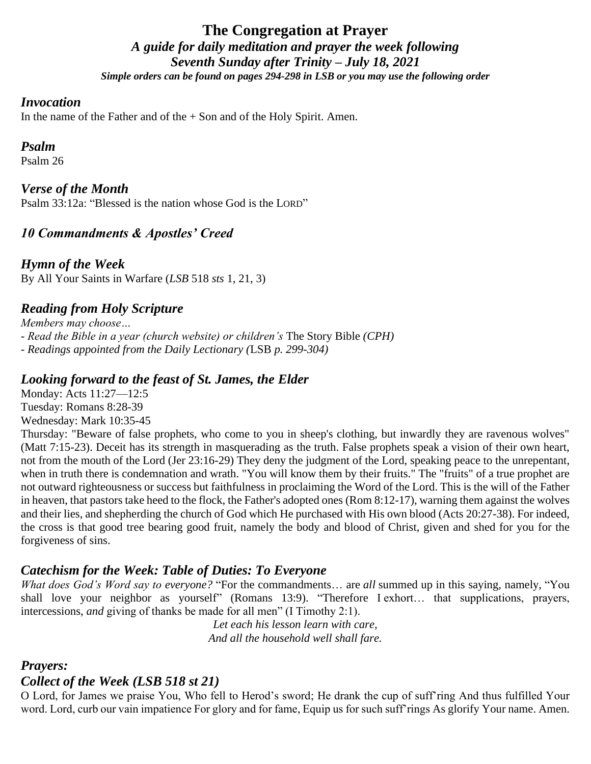# The Congregation at Prayer

## *A guide for daily meditation and prayer the week following Seventh Sunday after Trinity – July 18, 2021*

***Simple orders can be found on pages 294-298 in LSB or you may use the following order***

### *Invocation*

In the name of the Father and of the + Son and of the Holy Spirit. Amen.

### *Psalm*

Psalm 26

### *Verse of the Month*

Psalm 33:12a: "Blessed is the nation whose God is the LORD"

### *10 Commandments & Apostles' Creed*

### *Hymn of the Week*

By All Your Saints in Warfare (*LSB* 518 *sts* 1, 21, 3)

### *Reading from Holy Scripture*

*Members may choose…*

- *Read the Bible in a year (church website) or children's* The Story Bible *(CPH)*
- *Readings appointed from the Daily Lectionary (*LSB *p. 299-304)*

### *Looking forward to the feast of St. James, the Elder*

Monday: Acts 11:27—12:5

Tuesday: Romans 8:28-39

Wednesday: Mark 10:35-45

Thursday: "Beware of false prophets, who come to you in sheep's clothing, but inwardly they are ravenous wolves" (Matt 7:15-23). Deceit has its strength in masquerading as the truth. False prophets speak a vision of their own heart, not from the mouth of the Lord (Jer 23:16-29) They deny the judgment of the Lord, speaking peace to the unrepentant, when in truth there is condemnation and wrath. "You will know them by their fruits." The "fruits" of a true prophet are not outward righteousness or success but faithfulness in proclaiming the Word of the Lord. This is the will of the Father in heaven, that pastors take heed to the flock, the Father's adopted ones (Rom 8:12-17), warning them against the wolves and their lies, and shepherding the church of God which He purchased with His own blood (Acts 20:27-38). For indeed, the cross is that good tree bearing good fruit, namely the body and blood of Christ, given and shed for you for the forgiveness of sins.

### *Catechism for the Week: Table of Duties: To Everyone*

*What does God's Word say to everyone?* "For the commandments… are *all* summed up in this saying, namely, "You shall love your neighbor as yourself" (Romans 13:9). "Therefore I exhort… that supplications, prayers, intercessions, *and* giving of thanks be made for all men" (I Timothy 2:1).

*Let each his lesson learn with care,*
*And all the household well shall fare.*

### *Prayers:*

### *Collect of the Week (LSB 518 st 21)*

O Lord, for James we praise You, Who fell to Herod's sword; He drank the cup of suff'ring And thus fulfilled Your word. Lord, curb our vain impatience For glory and for fame, Equip us for such suff'rings As glorify Your name. Amen.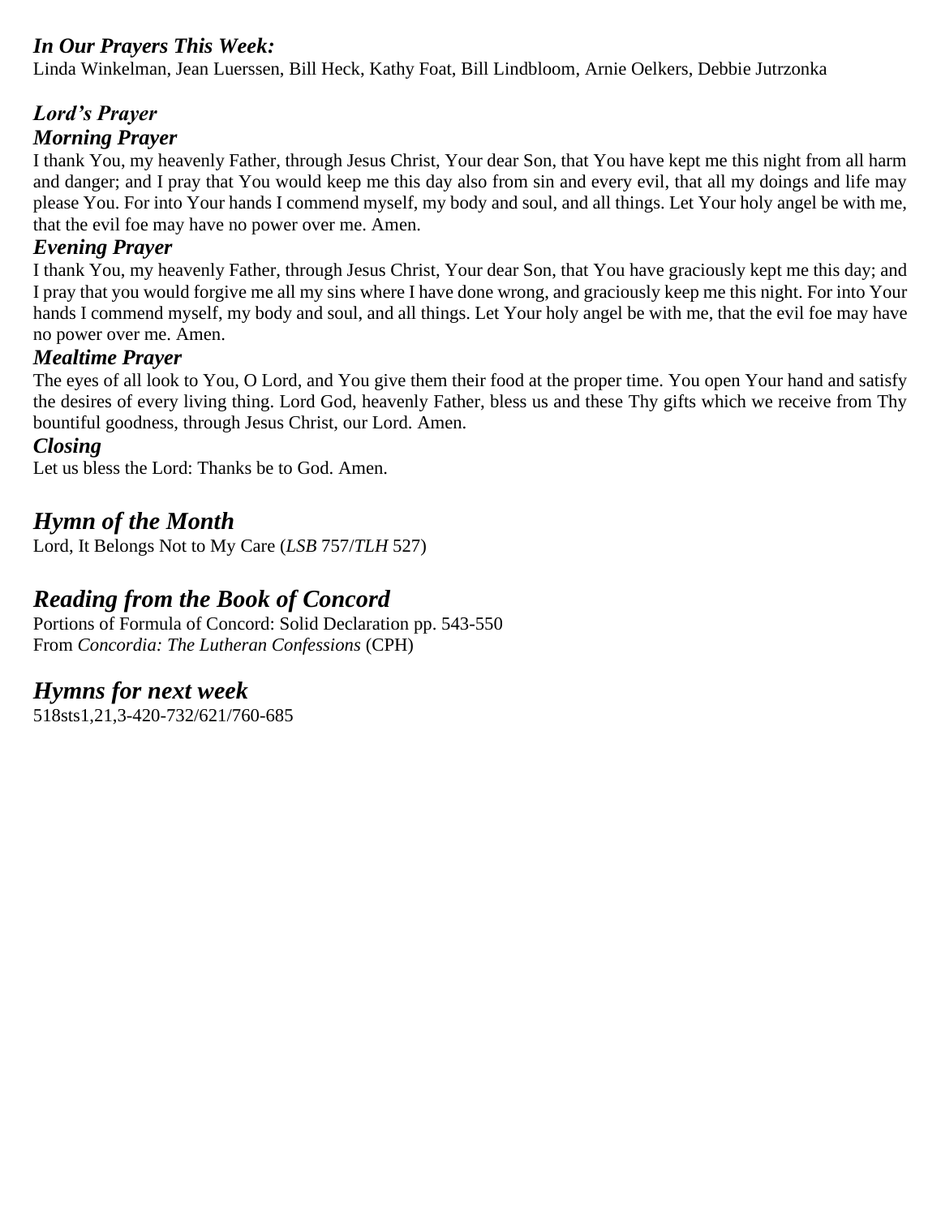### *In Our Prayers This Week:*

Linda Winkelman, Jean Luerssen, Bill Heck, Kathy Foat, Bill Lindbloom, Arnie Oelkers, Debbie Jutrzonka

### *Lord's Prayer*

### *Morning Prayer*

I thank You, my heavenly Father, through Jesus Christ, Your dear Son, that You have kept me this night from all harm and danger; and I pray that You would keep me this day also from sin and every evil, that all my doings and life may please You. For into Your hands I commend myself, my body and soul, and all things. Let Your holy angel be with me, that the evil foe may have no power over me. Amen.

### *Evening Prayer*

I thank You, my heavenly Father, through Jesus Christ, Your dear Son, that You have graciously kept me this day; and I pray that you would forgive me all my sins where I have done wrong, and graciously keep me this night. For into Your hands I commend myself, my body and soul, and all things. Let Your holy angel be with me, that the evil foe may have no power over me. Amen.

### *Mealtime Prayer*

The eyes of all look to You, O Lord, and You give them their food at the proper time. You open Your hand and satisfy the desires of every living thing. Lord God, heavenly Father, bless us and these Thy gifts which we receive from Thy bountiful goodness, through Jesus Christ, our Lord. Amen.

### *Closing*

Let us bless the Lord: Thanks be to God. Amen.

## *Hymn of the Month*

Lord, It Belongs Not to My Care (*LSB* 757/*TLH* 527)

## *Reading from the Book of Concord*

Portions of Formula of Concord: Solid Declaration pp. 543-550
From *Concordia: The Lutheran Confessions* (CPH)

## *Hymns for next week*

518sts1,21,3-420-732/621/760-685